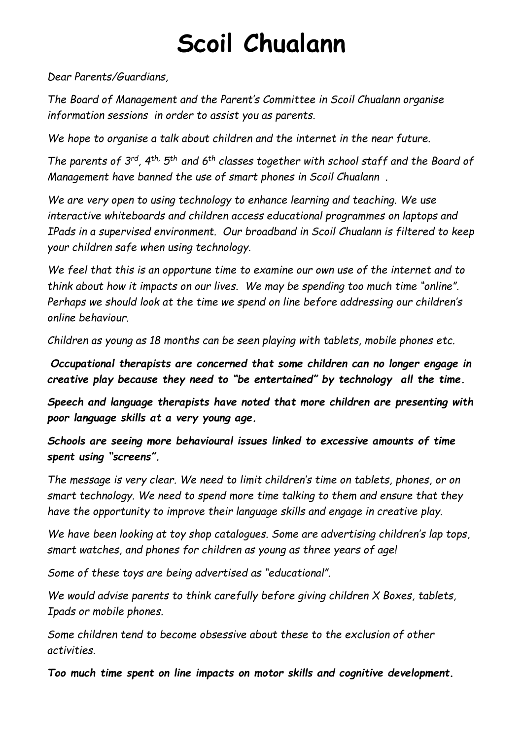# Scoil Chualann

*Dear Parents/Guardians,*

*The Board of Management and the Parent's Committee in Scoil Chualann organise information sessions in order to assist you as parents.*

*We hope to organise a talk about children and the internet in the near future.*

*The parents of 3rd, 4th, 5th and 6th classes together with school staff and the Board of Management have banned the use of smart phones in Scoil Chualann .*

*We are very open to using technology to enhance learning and teaching. We use interactive whiteboards and children access educational programmes on laptops and IPads in a supervised environment. Our broadband in Scoil Chualann is filtered to keep your children safe when using technology.*

*We feel that this is an opportune time to examine our own use of the internet and to think about how it impacts on our lives. We may be spending too much time "online". Perhaps we should look at the time we spend on line before addressing our children's online behaviour.*

*Children as young as 18 months can be seen playing with tablets, mobile phones etc.*

***Occupational therapists are concerned that some children can no longer engage in creative play because they need to "be entertained" by technology all the time.***

***Speech and language therapists have noted that more children are presenting with poor language skills at a very young age.***

***Schools are seeing more behavioural issues linked to excessive amounts of time spent using "screens".***

*The message is very clear. We need to limit children's time on tablets, phones, or on smart technology. We need to spend more time talking to them and ensure that they have the opportunity to improve their language skills and engage in creative play.*

*We have been looking at toy shop catalogues. Some are advertising children's lap tops, smart watches, and phones for children as young as three years of age!*

*Some of these toys are being advertised as "educational".*

*We would advise parents to think carefully before giving children X Boxes, tablets, Ipads or mobile phones.*

*Some children tend to become obsessive about these to the exclusion of other activities.*

***Too much time spent on line impacts on motor skills and cognitive development.***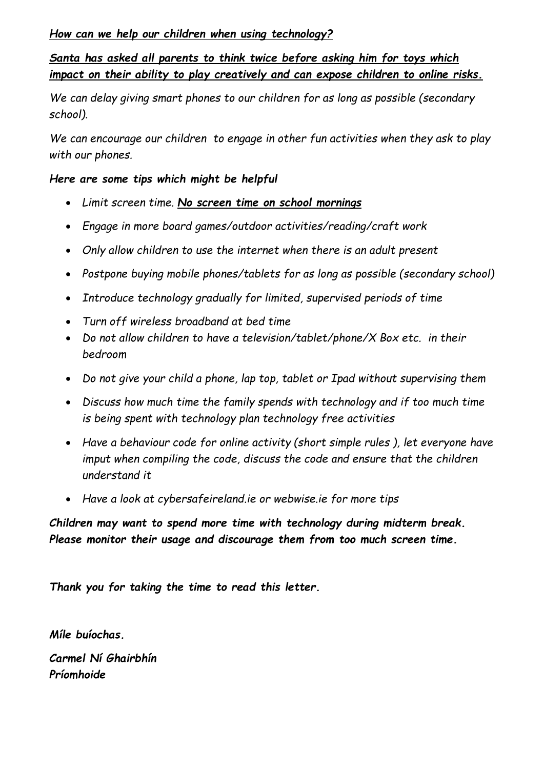***How can we help our children when using technology?***

***Santa has asked all parents to think twice before asking him for toys which impact on their ability to play creatively and can expose children to online risks.***

*We can delay giving smart phones to our children for as long as possible (secondary school).*

*We can encourage our children to engage in other fun activities when they ask to play with our phones.*

***Here are some tips which might be helpful***

- *Limit screen time.* ***No screen time on school mornings***
- *Engage in more board games/outdoor activities/reading/craft work*
- *Only allow children to use the internet when there is an adult present*
- *Postpone buying mobile phones/tablets for as long as possible (secondary school)*
- *Introduce technology gradually for limited, supervised periods of time*
- *Turn off wireless broadband at bed time*
- *Do not allow children to have a television/tablet/phone/X Box etc. in their bedroom*
- *Do not give your child a phone, lap top, tablet or Ipad without supervising them*
- *Discuss how much time the family spends with technology and if too much time is being spent with technology plan technology free activities*
- *Have a behaviour code for online activity (short simple rules ), let everyone have imput when compiling the code, discuss the code and ensure that the children understand it*
- *Have a look at cybersafeireland.ie or webwise.ie for more tips*

***Children may want to spend more time with technology during midterm break. Please monitor their usage and discourage them from too much screen time.***

***Thank you for taking the time to read this letter.***

***Míle buíochas.***

***Carmel Ní Ghairbhín***
***Príomhoide***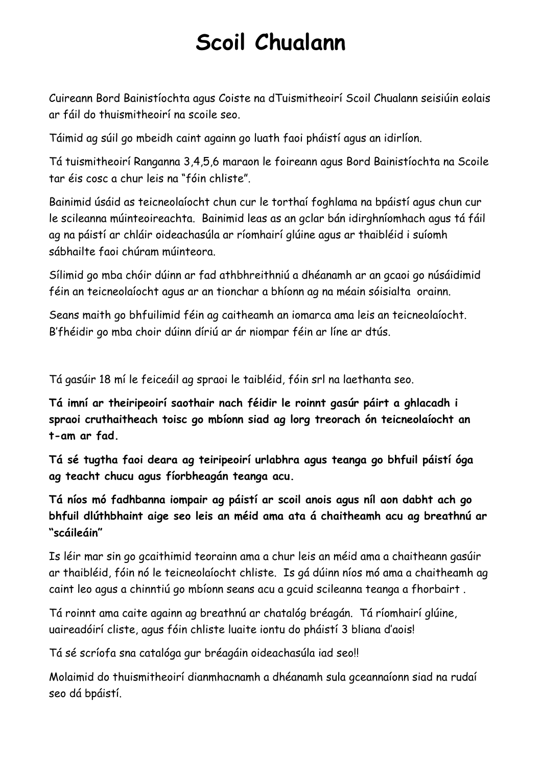# Scoil Chualann

Cuireann Bord Bainistíochta agus Coiste na dTuismitheoirí Scoil Chualann seisiúin eolais ar fáil do thuismitheoirí na scoile seo.

Táimid ag súil go mbeidh caint againn go luath faoi pháistí agus an idirlíon.

Tá tuismitheoirí Ranganna 3,4,5,6 maraon le foireann agus Bord Bainistíochta na Scoile tar éis cosc a chur leis na "fóin chliste".

Bainimid úsáid as teicneolaíocht chun cur le torthaí foghlama na bpáistí agus chun cur le scileanna múinteoireachta. Bainimid leas as an gclar bán idirghníomhach agus tá fáil ag na páistí ar chláir oideachasúla ar ríomhairí glúine agus ar thaibléid i suíomh sábhailte faoi chúram múinteora.

Sílimid go mba chóir dúinn ar fad athbhreithniú a dhéanamh ar an gcaoi go núsáidimid féin an teicneolaíocht agus ar an tionchar a bhíonn ag na méain sóisialta orainn.

Seans maith go bhfuilimid féin ag caitheamh an iomarca ama leis an teicneolaíocht. B'fhéidir go mba choir dúinn díriú ar ár niompar féin ar líne ar dtús.

Tá gasúir 18 mí le feiceáil ag spraoi le taibléid, fóin srl na laethanta seo.

**Tá imní ar theiripeoirí saothair nach féidir le roinnt gasúr páirt a ghlacadh i spraoi cruthaitheach toisc go mbíonn siad ag lorg treorach ón teicneolaíocht an t-am ar fad.**

**Tá sé tugtha faoi deara ag teiripeoirí urlabhra agus teanga go bhfuil páistí óga ag teacht chucu agus fíorbheagán teanga acu.**

**Tá níos mó fadhbanna iompair ag páistí ar scoil anois agus níl aon dabht ach go bhfuil dlúthbhaint aige seo leis an méid ama ata á chaitheamh acu ag breathnú ar "scáileáin"**

Is léir mar sin go gcaithimid teorainn ama a chur leis an méid ama a chaitheann gasúir ar thaibléid, fóin nó le teicneolaíocht chliste. Is gá dúinn níos mó ama a chaitheamh ag caint leo agus a chinntiú go mbíonn seans acu a gcuid scileanna teanga a fhorbairt .

Tá roinnt ama caite againn ag breathnú ar chatalóg bréagán. Tá ríomhairí glúine, uaireadóirí cliste, agus fóin chliste luaite iontu do pháistí 3 bliana d'aois!

Tá sé scríofa sna catalóga gur bréagáin oideachasúla iad seo!!

Molaimid do thuismitheoirí dianmhacnamh a dhéanamh sula gceannaíonn siad na rudaí seo dá bpáistí.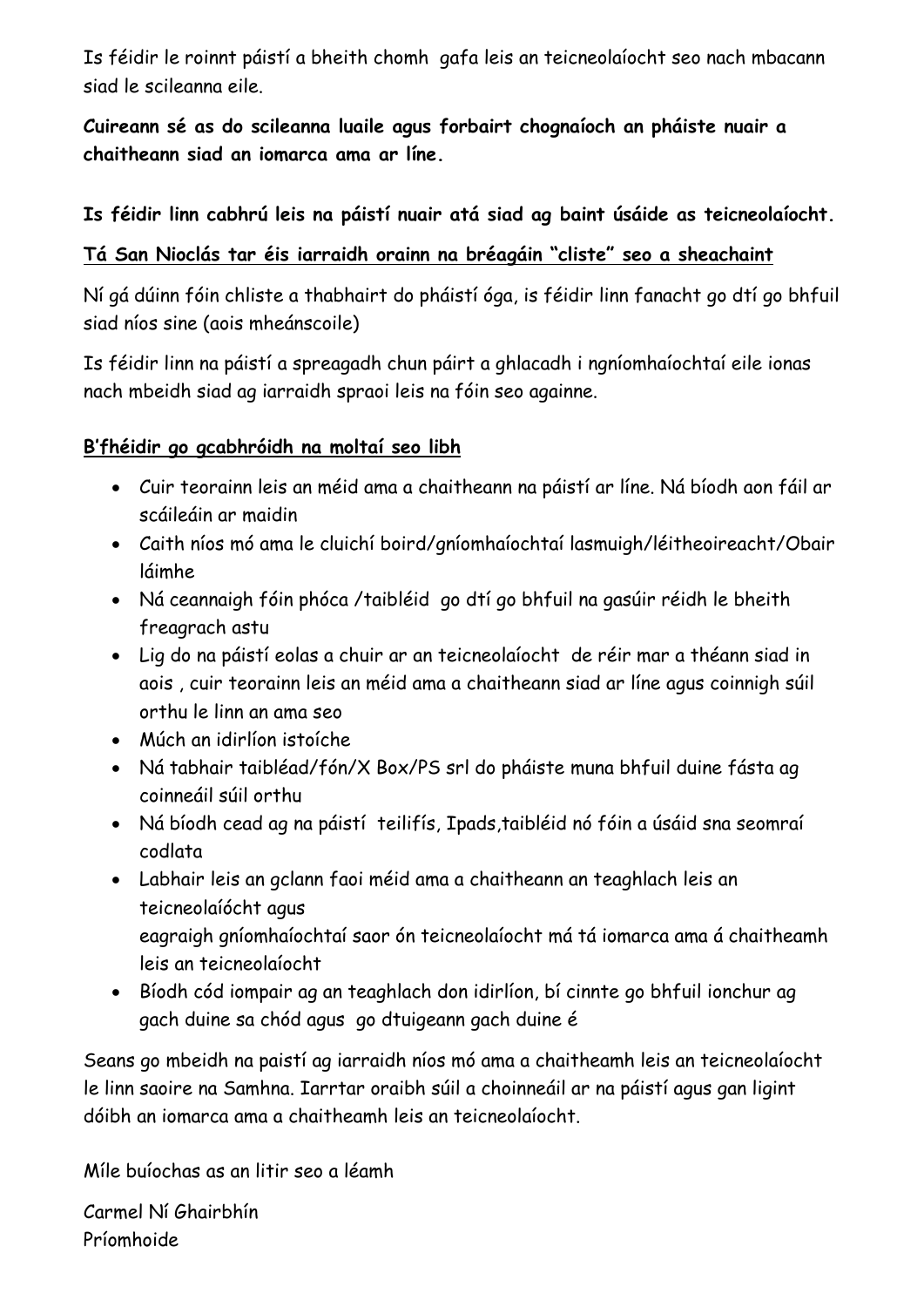Is féidir le roinnt páistí a bheith chomh  gafa leis an teicneolaíocht seo nach mbacann siad le scileanna eile.

**Cuireann sé as do scileanna luaile agus forbairt chognaíoch an pháiste nuair a chaitheann siad an iomarca ama ar líne.**

**Is féidir linn cabhrú leis na páistí nuair atá siad ag baint úsáide as teicneolaíocht.**

**<u>Tá San Nioclás tar éis iarraidh orainn na bréagáin "cliste" seo a sheachaint</u>**

Ní gá dúinn fóin chliste a thabhairt do pháistí óga, is féidir linn fanacht go dtí go bhfuil siad níos sine (aois mheánscoile)

Is féidir linn na páistí a spreagadh chun páirt a ghlacadh i ngníomhaíochtaí eile ionas nach mbeidh siad ag iarraidh spraoi leis na fóin seo againne.

**<u>B'fhéidir go gcabhróidh na moltaí seo libh</u>**

- Cuir teorainn leis an méid ama a chaitheann na páistí ar líne. Ná bíodh aon fáil ar scáileáin ar maidin
- Caith níos mó ama le cluichí boird/gníomhaíochtaí lasmuigh/léitheoireacht/Obair láimhe
- Ná ceannaigh fóin phóca /taibléid  go dtí go bhfuil na gasúir réidh le bheith freagrach astu
- Lig do na páistí eolas a chuir ar an teicneolaíocht  de réir mar a théann siad in aois , cuir teorainn leis an méid ama a chaitheann siad ar líne agus coinnigh súil orthu le linn an ama seo
- Múch an idirlíon istoíche
- Ná tabhair taibléad/fón/X Box/PS srl do pháiste muna bhfuil duine fásta ag coinneáil súil orthu
- Ná bíodh cead ag na páistí  teilifís, Ipads,taibléid nó fóin a úsáid sna seomraí codlata
- Labhair leis an gclann faoi méid ama a chaitheann an teaghlach leis an teicneolaíócht agus
  eagraigh gníomhaíochtaí saor ón teicneolaíocht má tá iomarca ama á chaitheamh leis an teicneolaíocht
- Bíodh cód iompair ag an teaghlach don idirlíon, bí cinnte go bhfuil ionchur ag gach duine sa chód agus  go dtuigeann gach duine é

Seans go mbeidh na paistí ag iarraidh níos mó ama a chaitheamh leis an teicneolaíocht le linn saoire na Samhna. Iarrtar oraibh súil a choinneáil ar na páistí agus gan ligint dóibh an iomarca ama a chaitheamh leis an teicneolaíocht.

Míle buíochas as an litir seo a léamh

Carmel Ní Ghairbhín
Príomhoide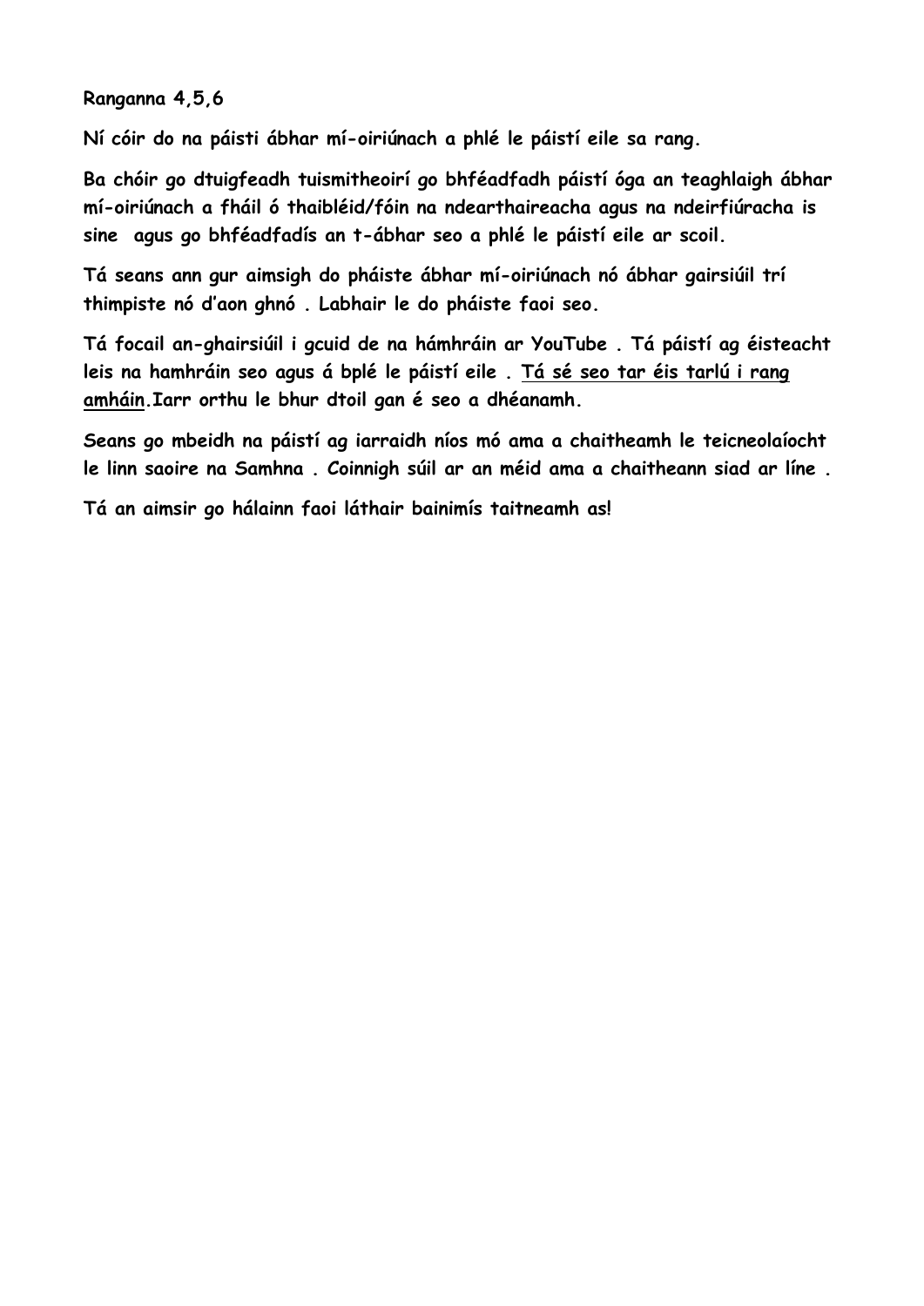**Ranganna 4,5,6**

**Ní cóir do na páisti ábhar mí-oiriúnach a phlé le páistí eile sa rang.**

**Ba chóir go dtuigfeadh tuismitheoirí go bhféadfadh páistí óga an teaghlaigh ábhar mí-oiriúnach a fháil ó thaibléid/fóin na ndearthaireacha agus na ndeirfiúracha is sine agus go bhféadfadís an t-ábhar seo a phlé le páistí eile ar scoil.**

**Tá seans ann gur aimsigh do pháiste ábhar mí-oiriúnach nó ábhar gairsiúil trí thimpiste nó d'aon ghnó . Labhair le do pháiste faoi seo.**

**Tá focail an-ghairsiúil i gcuid de na hámhráin ar YouTube . Tá páistí ag éisteacht leis na hamhráin seo agus á bplé le páistí eile . <u>Tá sé seo tar éis tarlú i rang amháin</u>.Iarr orthu le bhur dtoil gan é seo a dhéanamh.**

**Seans go mbeidh na páistí ag iarraidh níos mó ama a chaitheamh le teicneolaíocht le linn saoire na Samhna . Coinnigh súil ar an méid ama a chaitheann siad ar líne .**

**Tá an aimsir go hálainn faoi láthair bainimís taitneamh as!**